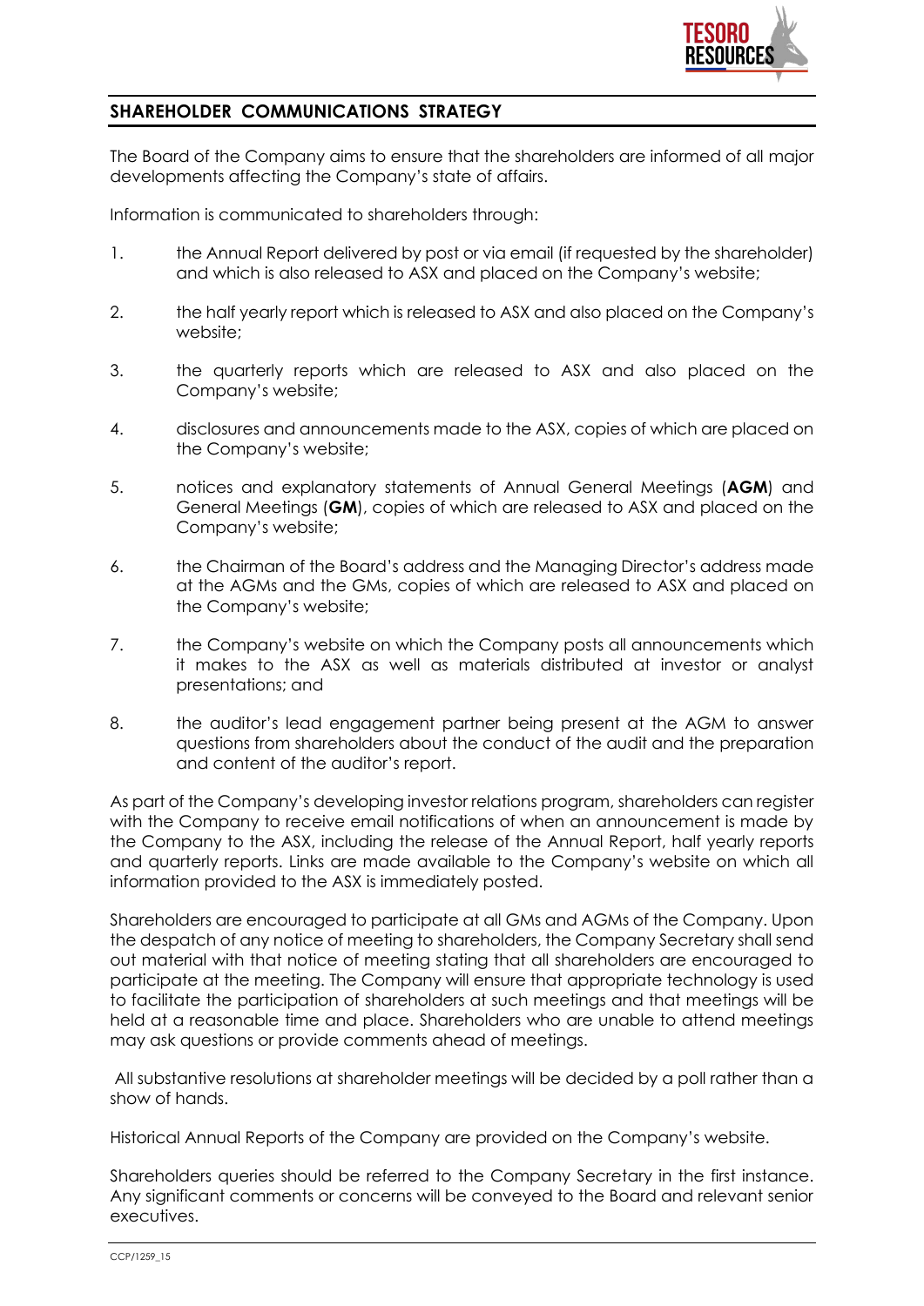## SHAREHOLDER COMMUNICATIONS STRATEGY

The Board of the Company aims to ensure that the shareholders are informed of all major developments affecting the Company's state of affairs.

Information is communicated to shareholders through:

1. the Annual Report delivered by post or via email (if requested by the shareholder) and which is also released to ASX and placed on the Company's website;

2. the half yearly report which is released to ASX and also placed on the Company's website;

3. the quarterly reports which are released to ASX and also placed on the Company's website;

4. disclosures and announcements made to the ASX, copies of which are placed on the Company's website;

5. notices and explanatory statements of Annual General Meetings (**AGM**) and General Meetings (**GM**), copies of which are released to ASX and placed on the Company's website;

6. the Chairman of the Board's address and the Managing Director's address made at the AGMs and the GMs, copies of which are released to ASX and placed on the Company's website;

7. the Company's website on which the Company posts all announcements which it makes to the ASX as well as materials distributed at investor or analyst presentations; and

8. the auditor's lead engagement partner being present at the AGM to answer questions from shareholders about the conduct of the audit and the preparation and content of the auditor's report.

As part of the Company's developing investor relations program, shareholders can register with the Company to receive email notifications of when an announcement is made by the Company to the ASX, including the release of the Annual Report, half yearly reports and quarterly reports. Links are made available to the Company's website on which all information provided to the ASX is immediately posted.

Shareholders are encouraged to participate at all GMs and AGMs of the Company. Upon the despatch of any notice of meeting to shareholders, the Company Secretary shall send out material with that notice of meeting stating that all shareholders are encouraged to participate at the meeting. The Company will ensure that appropriate technology is used to facilitate the participation of shareholders at such meetings and that meetings will be held at a reasonable time and place. Shareholders who are unable to attend meetings may ask questions or provide comments ahead of meetings.

All substantive resolutions at shareholder meetings will be decided by a poll rather than a show of hands.

Historical Annual Reports of the Company are provided on the Company's website.

Shareholders queries should be referred to the Company Secretary in the first instance. Any significant comments or concerns will be conveyed to the Board and relevant senior executives.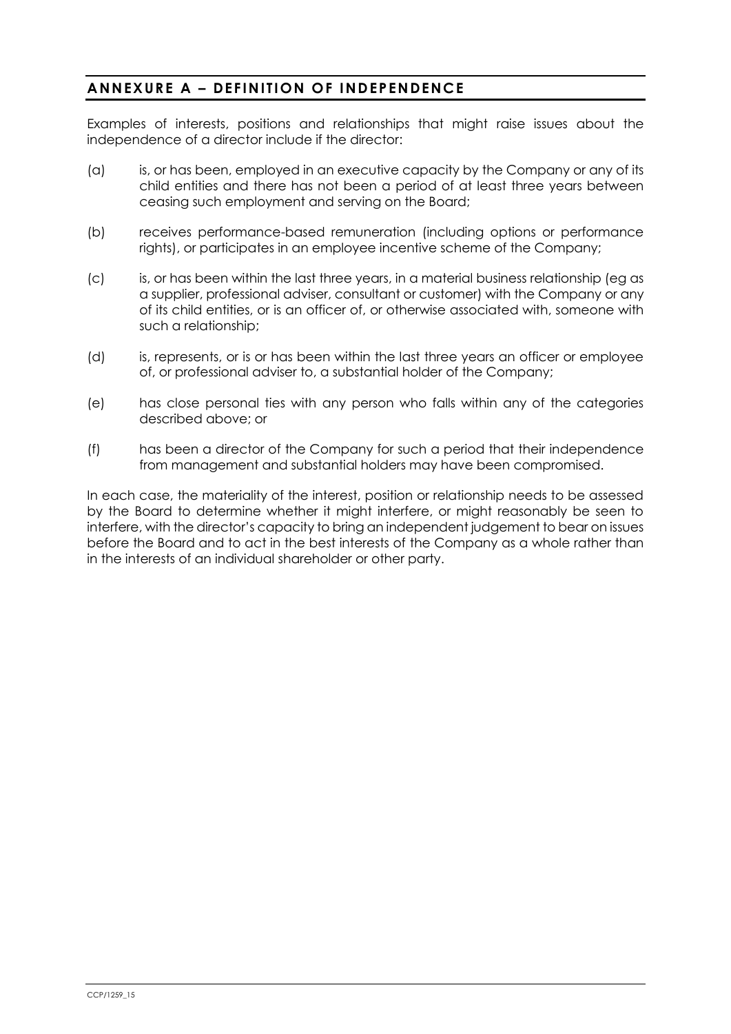## ANNEXURE A – DEFINITION OF INDEPENDENCE

Examples of interests, positions and relationships that might raise issues about the independence of a director include if the director:

(a) is, or has been, employed in an executive capacity by the Company or any of its child entities and there has not been a period of at least three years between ceasing such employment and serving on the Board;

(b) receives performance-based remuneration (including options or performance rights), or participates in an employee incentive scheme of the Company;

(c) is, or has been within the last three years, in a material business relationship (eg as a supplier, professional adviser, consultant or customer) with the Company or any of its child entities, or is an officer of, or otherwise associated with, someone with such a relationship;

(d) is, represents, or is or has been within the last three years an officer or employee of, or professional adviser to, a substantial holder of the Company;

(e) has close personal ties with any person who falls within any of the categories described above; or

(f) has been a director of the Company for such a period that their independence from management and substantial holders may have been compromised.

In each case, the materiality of the interest, position or relationship needs to be assessed by the Board to determine whether it might interfere, or might reasonably be seen to interfere, with the director's capacity to bring an independent judgement to bear on issues before the Board and to act in the best interests of the Company as a whole rather than in the interests of an individual shareholder or other party.